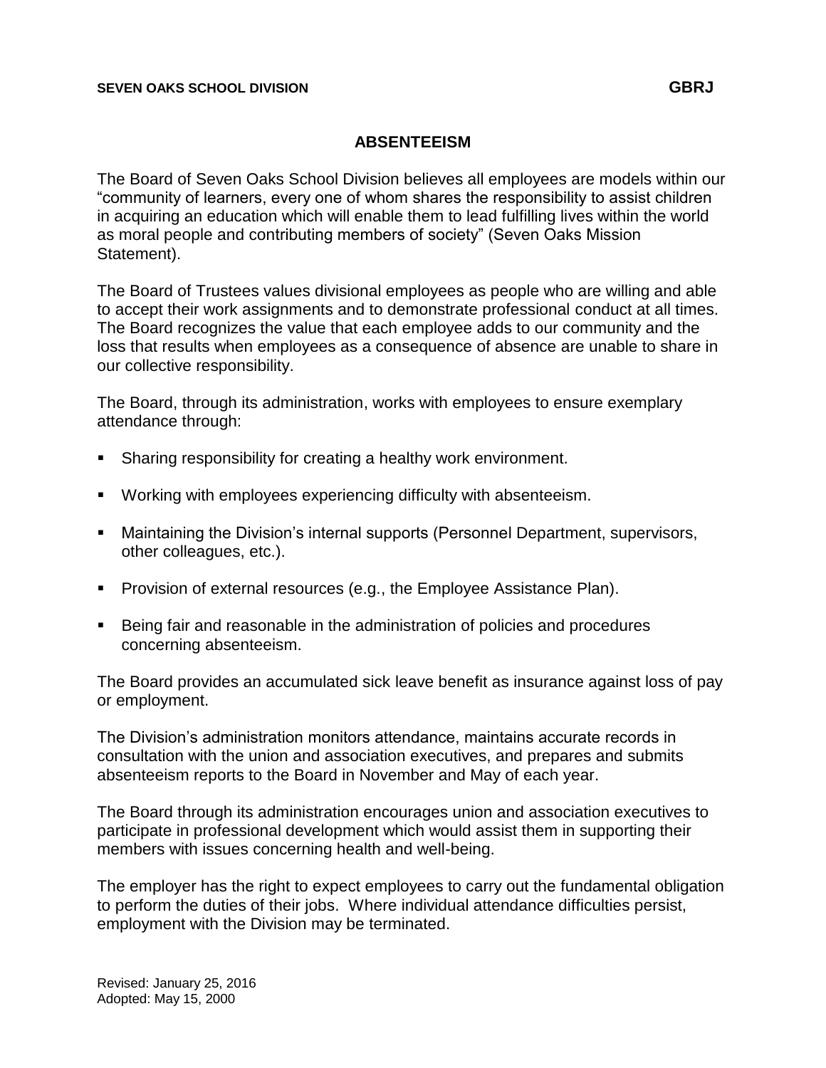**SEVEN OAKS SCHOOL DIVISION** **GBRJ**

# ABSENTEEISM

The Board of Seven Oaks School Division believes all employees are models within our "community of learners, every one of whom shares the responsibility to assist children in acquiring an education which will enable them to lead fulfilling lives within the world as moral people and contributing members of society" (Seven Oaks Mission Statement).

The Board of Trustees values divisional employees as people who are willing and able to accept their work assignments and to demonstrate professional conduct at all times. The Board recognizes the value that each employee adds to our community and the loss that results when employees as a consequence of absence are unable to share in our collective responsibility.

The Board, through its administration, works with employees to ensure exemplary attendance through:

- Sharing responsibility for creating a healthy work environment.
- Working with employees experiencing difficulty with absenteeism.
- Maintaining the Division's internal supports (Personnel Department, supervisors, other colleagues, etc.).
- Provision of external resources (e.g., the Employee Assistance Plan).
- Being fair and reasonable in the administration of policies and procedures concerning absenteeism.

The Board provides an accumulated sick leave benefit as insurance against loss of pay or employment.

The Division's administration monitors attendance, maintains accurate records in consultation with the union and association executives, and prepares and submits absenteeism reports to the Board in November and May of each year.

The Board through its administration encourages union and association executives to participate in professional development which would assist them in supporting their members with issues concerning health and well-being.

The employer has the right to expect employees to carry out the fundamental obligation to perform the duties of their jobs. Where individual attendance difficulties persist, employment with the Division may be terminated.

Revised: January 25, 2016
Adopted: May 15, 2000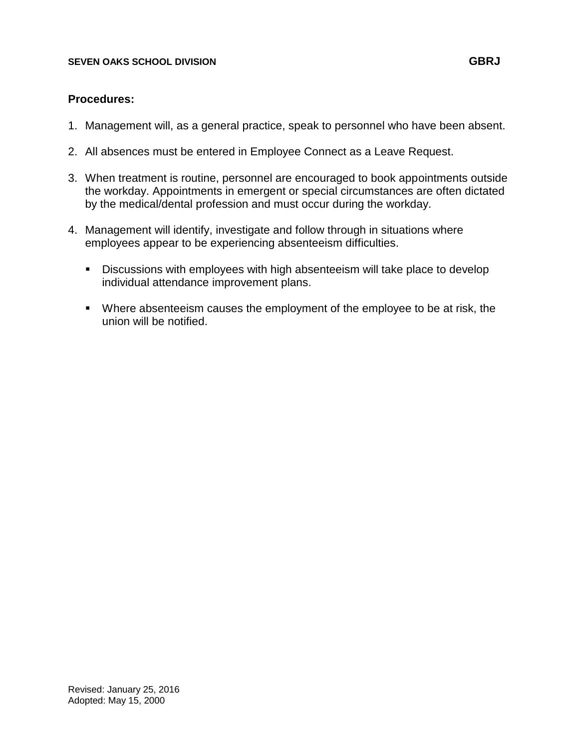**Procedures:**

1. Management will, as a general practice, speak to personnel who have been absent.

2. All absences must be entered in Employee Connect as a Leave Request.

3. When treatment is routine, personnel are encouraged to book appointments outside the workday. Appointments in emergent or special circumstances are often dictated by the medical/dental profession and must occur during the workday.

4. Management will identify, investigate and follow through in situations where employees appear to be experiencing absenteeism difficulties.

   - Discussions with employees with high absenteeism will take place to develop individual attendance improvement plans.

   - Where absenteeism causes the employment of the employee to be at risk, the union will be notified.

Revised: January 25, 2016
Adopted: May 15, 2000